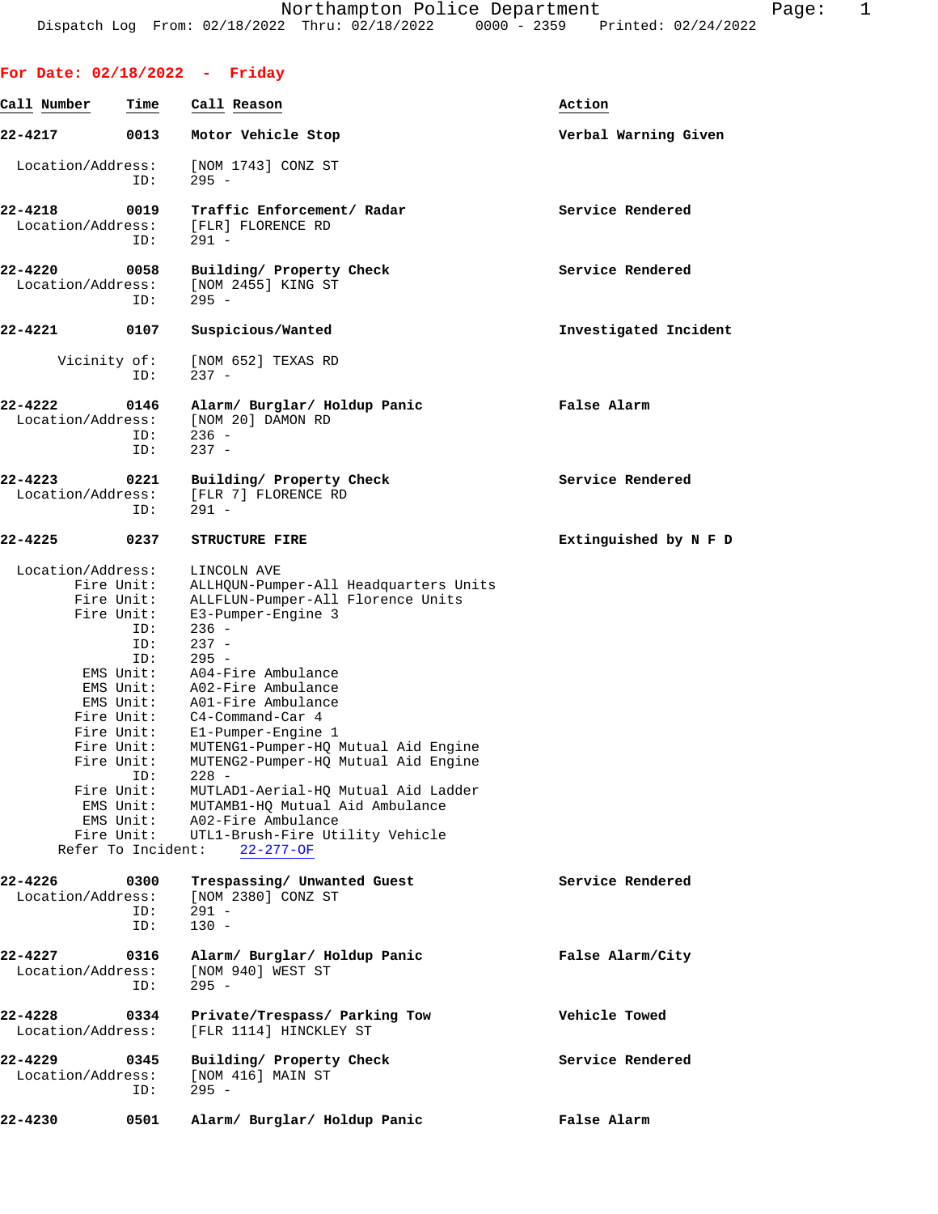Northampton Police Department
Dispatch Log From: 02/18/2022 Thru: 02/18/2022 0000 - 2359 Printed: 02/24/2022

## For Date: 02/18/2022 - Friday

**Call Number** | **Time** | **Call Reason** | **Action**

**22-4217** **0013** **Motor Vehicle Stop** **Verbal Warning Given**

Location/Address: [NOM 1743] CONZ ST
ID: 295 -

**22-4218** **0019** **Traffic Enforcement/ Radar** **Service Rendered**
Location/Address: [FLR] FLORENCE RD
ID: 291 -

**22-4220** **0058** **Building/ Property Check** **Service Rendered**
Location/Address: [NOM 2455] KING ST
ID: 295 -

**22-4221** **0107** **Suspicious/Wanted** **Investigated Incident**

Vicinity of: [NOM 652] TEXAS RD
ID: 237 -

**22-4222** **0146** **Alarm/ Burglar/ Holdup Panic** **False Alarm**
Location/Address: [NOM 20] DAMON RD
ID: 236 -
ID: 237 -

**22-4223** **0221** **Building/ Property Check** **Service Rendered**
Location/Address: [FLR 7] FLORENCE RD
ID: 291 -

**22-4225** **0237** **STRUCTURE FIRE** **Extinguished by N F D**

Location/Address: LINCOLN AVE
Fire Unit: ALLHQUN-Pumper-All Headquarters Units
Fire Unit: ALLFLUN-Pumper-All Florence Units
Fire Unit: E3-Pumper-Engine 3
ID: 236 -
ID: 237 -
ID: 295 -
EMS Unit: A04-Fire Ambulance
EMS Unit: A02-Fire Ambulance
EMS Unit: A01-Fire Ambulance
Fire Unit: C4-Command-Car 4
Fire Unit: E1-Pumper-Engine 1
Fire Unit: MUTENG1-Pumper-HQ Mutual Aid Engine
Fire Unit: MUTENG2-Pumper-HQ Mutual Aid Engine
ID: 228 -
Fire Unit: MUTLAD1-Aerial-HQ Mutual Aid Ladder
EMS Unit: MUTAMB1-HQ Mutual Aid Ambulance
EMS Unit: A02-Fire Ambulance
Fire Unit: UTL1-Brush-Fire Utility Vehicle
Refer To Incident: 22-277-OF

**22-4226** **0300** **Trespassing/ Unwanted Guest** **Service Rendered**
Location/Address: [NOM 2380] CONZ ST
ID: 291 -
ID: 130 -

**22-4227** **0316** **Alarm/ Burglar/ Holdup Panic** **False Alarm/City**
Location/Address: [NOM 940] WEST ST
ID: 295 -

**22-4228** **0334** **Private/Trespass/ Parking Tow** **Vehicle Towed**
Location/Address: [FLR 1114] HINCKLEY ST

**22-4229** **0345** **Building/ Property Check** **Service Rendered**
Location/Address: [NOM 416] MAIN ST
ID: 295 -

**22-4230** **0501** **Alarm/ Burglar/ Holdup Panic** **False Alarm**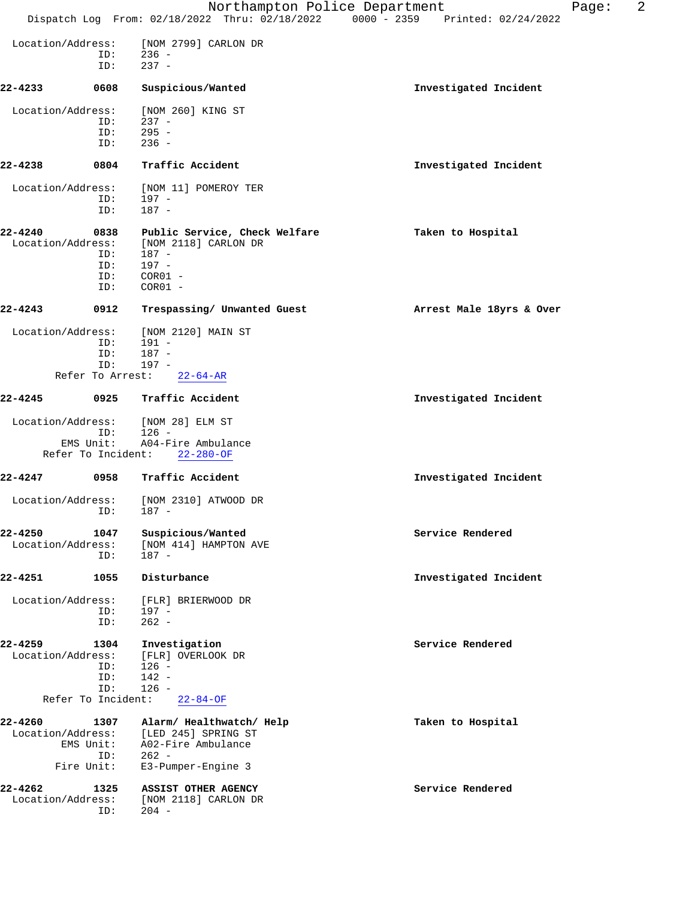Location/Address: [NOM 2799] CARLON DR
ID: 236 -
ID: 237 -

**22-4233 0608 Suspicious/Wanted** — **Investigated Incident**

Location/Address: [NOM 260] KING ST
ID: 237 -
ID: 295 -
ID: 236 -

**22-4238 0804 Traffic Accident** — **Investigated Incident**

Location/Address: [NOM 11] POMEROY TER
ID: 197 -
ID: 187 -

**22-4240 0838 Public Service, Check Welfare** — **Taken to Hospital**

Location/Address: [NOM 2118] CARLON DR
ID: 187 -
ID: 197 -
ID: COR01 -
ID: COR01 -

**22-4243 0912 Trespassing/ Unwanted Guest** — **Arrest Male 18yrs & Over**

Location/Address: [NOM 2120] MAIN ST
ID: 191 -
ID: 187 -
ID: 197 -
Refer To Arrest: 22-64-AR

**22-4245 0925 Traffic Accident** — **Investigated Incident**

Location/Address: [NOM 28] ELM ST
ID: 126 -
EMS Unit: A04-Fire Ambulance
Refer To Incident: 22-280-OF

**22-4247 0958 Traffic Accident** — **Investigated Incident**

Location/Address: [NOM 2310] ATWOOD DR
ID: 187 -

**22-4250 1047 Suspicious/Wanted** — **Service Rendered**

Location/Address: [NOM 414] HAMPTON AVE
ID: 187 -

**22-4251 1055 Disturbance** — **Investigated Incident**

Location/Address: [FLR] BRIERWOOD DR
ID: 197 -
ID: 262 -

**22-4259 1304 Investigation** — **Service Rendered**

Location/Address: [FLR] OVERLOOK DR
ID: 126 -
ID: 142 -
ID: 126 -
Refer To Incident: 22-84-OF

**22-4260 1307 Alarm/ Healthwatch/ Help** — **Taken to Hospital**

Location/Address: [LED 245] SPRING ST
EMS Unit: A02-Fire Ambulance
ID: 262 -
Fire Unit: E3-Pumper-Engine 3

**22-4262 1325 ASSIST OTHER AGENCY** — **Service Rendered**

Location/Address: [NOM 2118] CARLON DR
ID: 204 -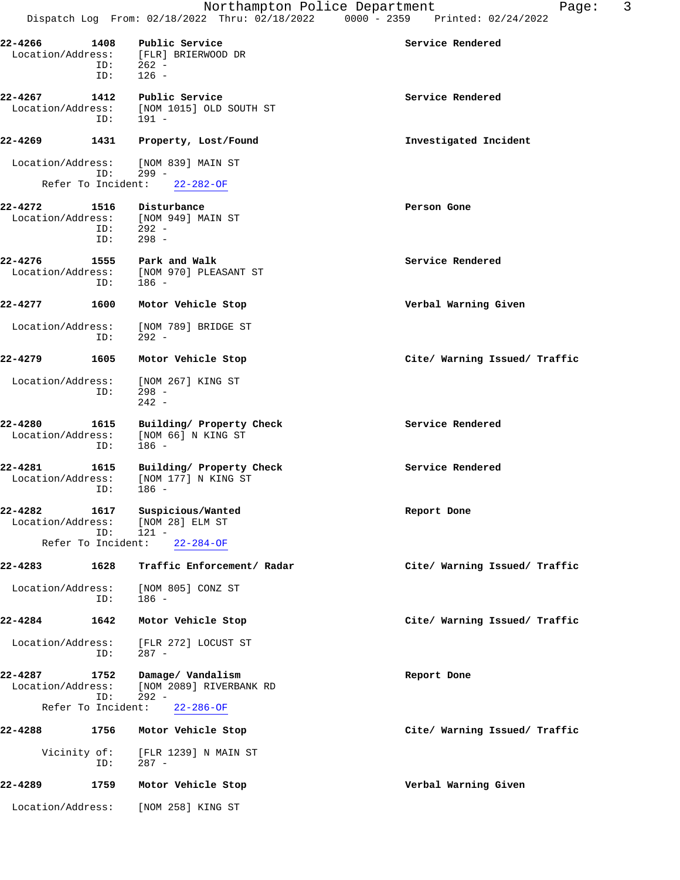22-4266 1408 Public Service — Service Rendered
Location/Address: [FLR] BRIERWOOD DR
ID: 262 -
ID: 126 -

22-4267 1412 Public Service — Service Rendered
Location/Address: [NOM 1015] OLD SOUTH ST
ID: 191 -

22-4269 1431 Property, Lost/Found — Investigated Incident
Location/Address: [NOM 839] MAIN ST
ID: 299 -
Refer To Incident: 22-282-OF

22-4272 1516 Disturbance — Person Gone
Location/Address: [NOM 949] MAIN ST
ID: 292 -
ID: 298 -

22-4276 1555 Park and Walk — Service Rendered
Location/Address: [NOM 970] PLEASANT ST
ID: 186 -

22-4277 1600 Motor Vehicle Stop — Verbal Warning Given
Location/Address: [NOM 789] BRIDGE ST
ID: 292 -

22-4279 1605 Motor Vehicle Stop — Cite/ Warning Issued/ Traffic
Location/Address: [NOM 267] KING ST
ID: 298 -
242 -

22-4280 1615 Building/ Property Check — Service Rendered
Location/Address: [NOM 66] N KING ST
ID: 186 -

22-4281 1615 Building/ Property Check — Service Rendered
Location/Address: [NOM 177] N KING ST
ID: 186 -

22-4282 1617 Suspicious/Wanted — Report Done
Location/Address: [NOM 28] ELM ST
ID: 121 -
Refer To Incident: 22-284-OF

22-4283 1628 Traffic Enforcement/ Radar — Cite/ Warning Issued/ Traffic
Location/Address: [NOM 805] CONZ ST
ID: 186 -

22-4284 1642 Motor Vehicle Stop — Cite/ Warning Issued/ Traffic
Location/Address: [FLR 272] LOCUST ST
ID: 287 -

22-4287 1752 Damage/ Vandalism — Report Done
Location/Address: [NOM 2089] RIVERBANK RD
ID: 292 -
Refer To Incident: 22-286-OF

22-4288 1756 Motor Vehicle Stop — Cite/ Warning Issued/ Traffic
Vicinity of: [FLR 1239] N MAIN ST
ID: 287 -

22-4289 1759 Motor Vehicle Stop — Verbal Warning Given
Location/Address: [NOM 258] KING ST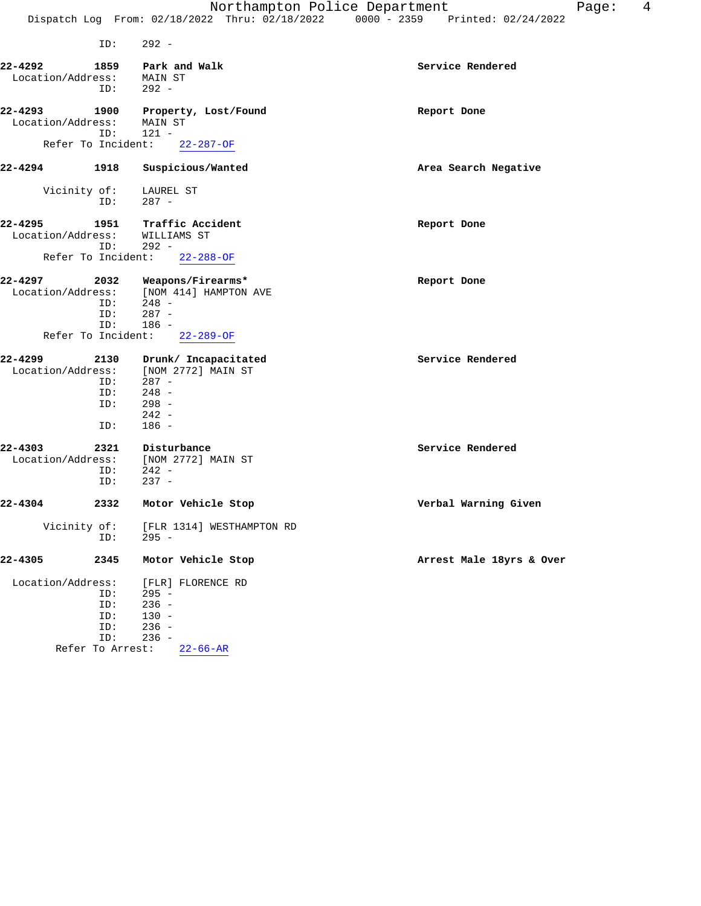ID: 292 -

**22-4292** **1859** **Park and Walk** **Service Rendered**
Location/Address: MAIN ST
ID: 292 -

**22-4293** **1900** **Property, Lost/Found** **Report Done**
Location/Address: MAIN ST
ID: 121 -
Refer To Incident: 22-287-OF

**22-4294** **1918** **Suspicious/Wanted** **Area Search Negative**
Vicinity of: LAUREL ST
ID: 287 -

**22-4295** **1951** **Traffic Accident** **Report Done**
Location/Address: WILLIAMS ST
ID: 292 -
Refer To Incident: 22-288-OF

**22-4297** **2032** **Weapons/Firearms*** **Report Done**
Location/Address: [NOM 414] HAMPTON AVE
ID: 248 -
ID: 287 -
ID: 186 -
Refer To Incident: 22-289-OF

**22-4299** **2130** **Drunk/ Incapacitated** **Service Rendered**
Location/Address: [NOM 2772] MAIN ST
ID: 287 -
ID: 248 -
ID: 298 -
242 -
ID: 186 -

**22-4303** **2321** **Disturbance** **Service Rendered**
Location/Address: [NOM 2772] MAIN ST
ID: 242 -
ID: 237 -

**22-4304** **2332** **Motor Vehicle Stop** **Verbal Warning Given**
Vicinity of: [FLR 1314] WESTHAMPTON RD
ID: 295 -

**22-4305** **2345** **Motor Vehicle Stop** **Arrest Male 18yrs & Over**
Location/Address: [FLR] FLORENCE RD
ID: 295 -
ID: 236 -
ID: 130 -
ID: 236 -
ID: 236 -
Refer To Arrest: 22-66-AR